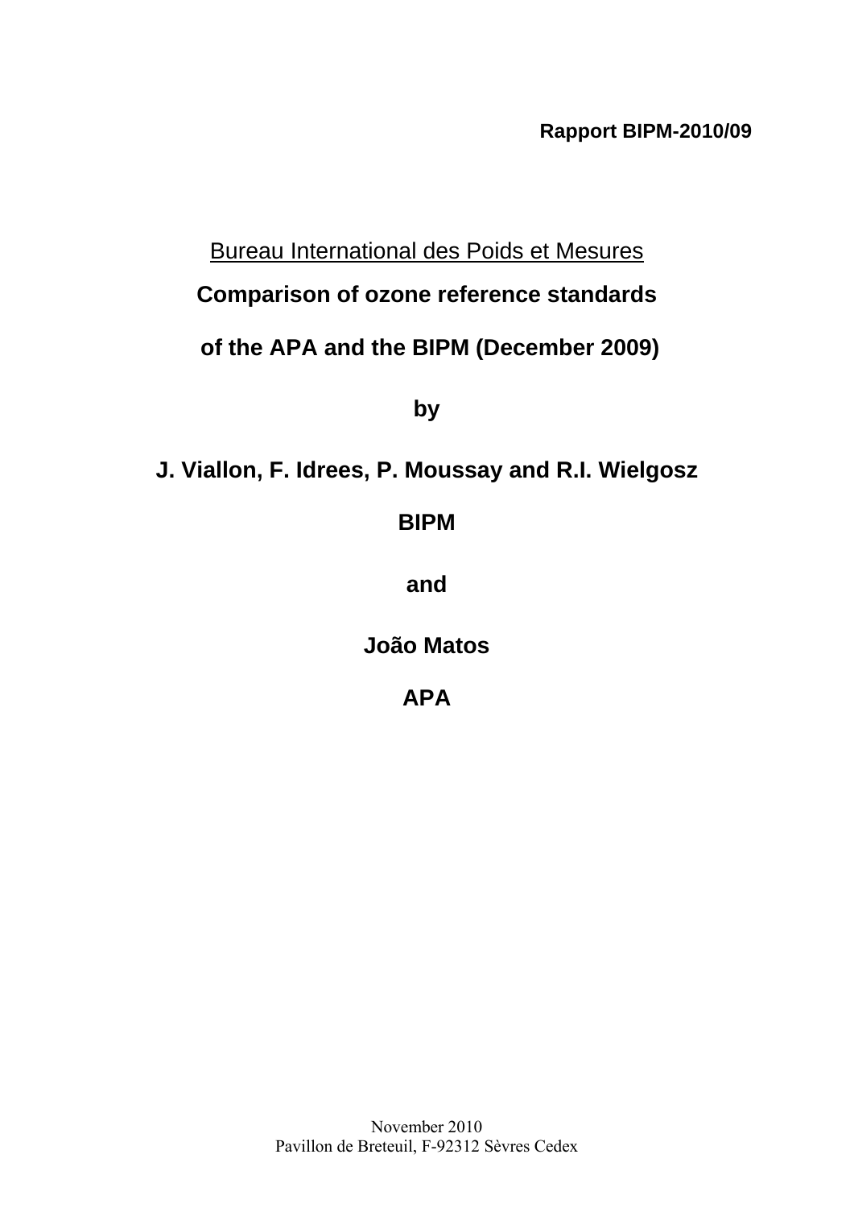**Rapport BIPM-2010/09**

Bureau International des Poids et Mesures

# Comparison of ozone reference standards of the APA and the BIPM (December 2009)

**by**

**J. Viallon, F. Idrees, P. Moussay and R.I. Wielgosz**

**BIPM**

**and**

**João Matos**

**APA**

November 2010
Pavillon de Breteuil, F-92312 Sèvres Cedex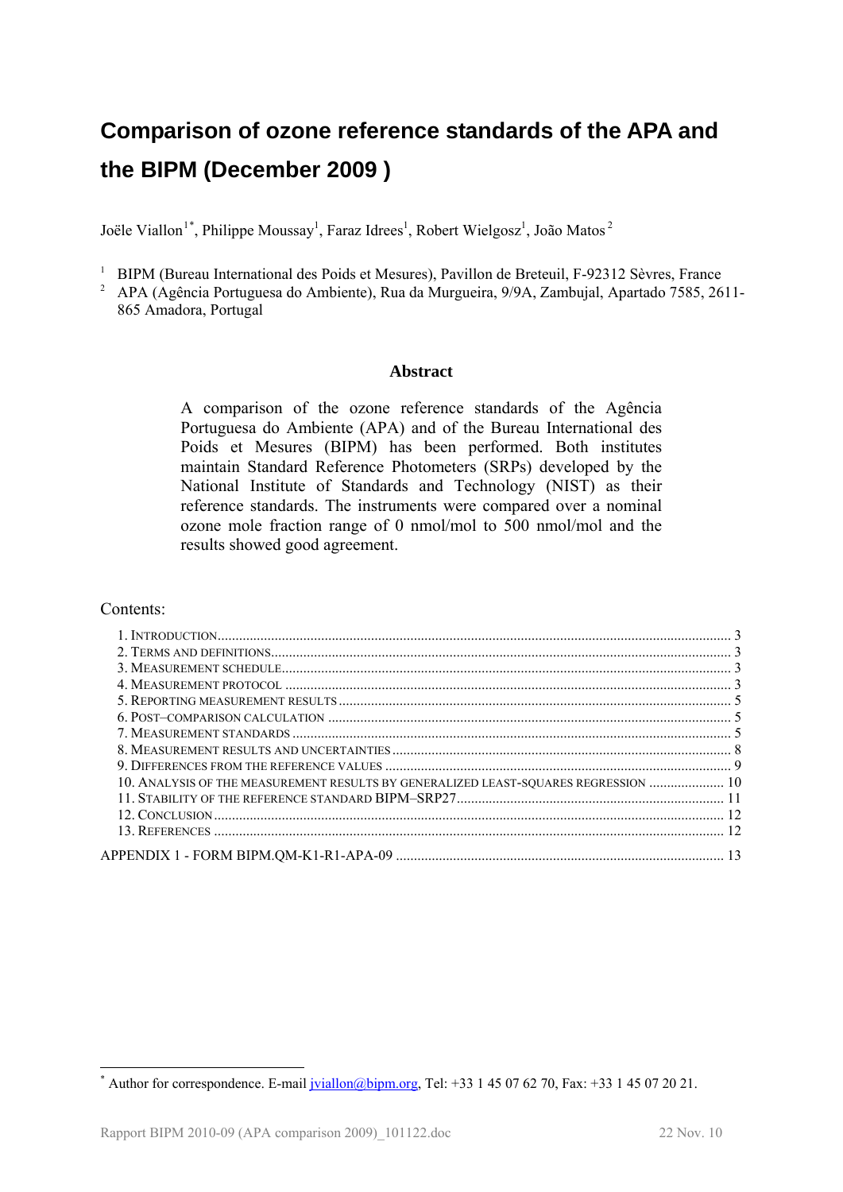# Comparison of ozone reference standards of the APA and the BIPM (December 2009 )

Joële Viallon[1*], Philippe Moussay[1], Faraz Idrees[1], Robert Wielgosz[1], João Matos[2]

[1] BIPM (Bureau International des Poids et Mesures), Pavillon de Breteuil, F-92312 Sèvres, France

[2] APA (Agência Portuguesa do Ambiente), Rua da Murgueira, 9/9A, Zambujal, Apartado 7585, 2611-865 Amadora, Portugal

### Abstract

A comparison of the ozone reference standards of the Agência Portuguesa do Ambiente (APA) and of the Bureau International des Poids et Mesures (BIPM) has been performed. Both institutes maintain Standard Reference Photometers (SRPs) developed by the National Institute of Standards and Technology (NIST) as their reference standards. The instruments were compared over a nominal ozone mole fraction range of 0 nmol/mol to 500 nmol/mol and the results showed good agreement.

Contents:

1. Introduction ... 3
2. Terms and definitions ... 3
3. Measurement schedule ... 3
4. Measurement protocol ... 3
5. Reporting measurement results ... 5
6. Post–comparison calculation ... 5
7. Measurement standards ... 5
8. Measurement results and uncertainties ... 8
9. Differences from the reference values ... 9
10. Analysis of the measurement results by generalized least-squares regression ... 10
11. Stability of the reference standard BIPM–SRP27 ... 11
12. Conclusion ... 12
13. References ... 12

Appendix 1 - Form BIPM.QM-K1-R1-APA-09 ... 13

[*] Author for correspondence. E-mail jviallon@bipm.org, Tel: +33 1 45 07 62 70, Fax: +33 1 45 07 20 21.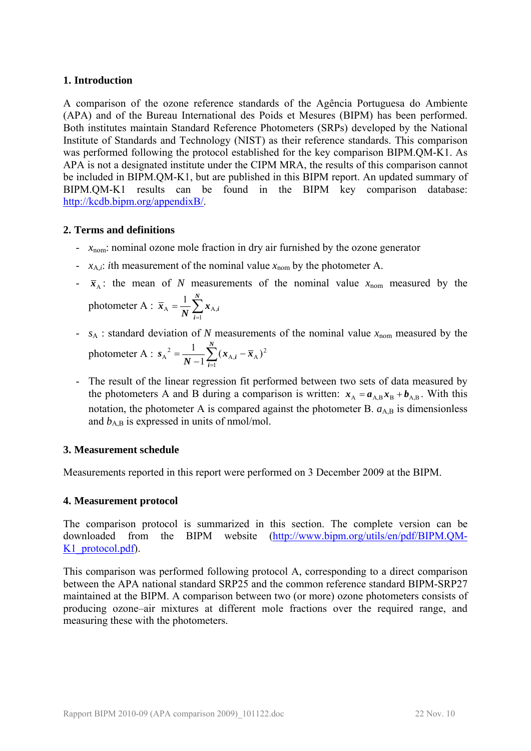## 1. Introduction

A comparison of the ozone reference standards of the Agência Portuguesa do Ambiente (APA) and of the Bureau International des Poids et Mesures (BIPM) has been performed. Both institutes maintain Standard Reference Photometers (SRPs) developed by the National Institute of Standards and Technology (NIST) as their reference standards. This comparison was performed following the protocol established for the key comparison BIPM.QM-K1. As APA is not a designated institute under the CIPM MRA, the results of this comparison cannot be included in BIPM.QM-K1, but are published in this BIPM report. An updated summary of BIPM.QM-K1 results can be found in the BIPM key comparison database: http://kcdb.bipm.org/appendixB/.

## 2. Terms and definitions

- $x_{\mathrm{nom}}$: nominal ozone mole fraction in dry air furnished by the ozone generator
- $x_{\mathrm{A},i}$: $i$th measurement of the nominal value $x_{\mathrm{nom}}$ by the photometer A.
- $\bar{x}_{\mathrm{A}}$: the mean of $N$ measurements of the nominal value $x_{\mathrm{nom}}$ measured by the photometer A : $\bar{x}_{\mathrm{A}} = \frac{1}{N}\sum_{i=1}^{N} x_{\mathrm{A},i}$
- $s_{\mathrm{A}}$ : standard deviation of $N$ measurements of the nominal value $x_{\mathrm{nom}}$ measured by the photometer A : $s_{\mathrm{A}}^2 = \frac{1}{N-1}\sum_{i=1}^{N}(x_{\mathrm{A},i} - \bar{x}_{\mathrm{A}})^2$
- The result of the linear regression fit performed between two sets of data measured by the photometers A and B during a comparison is written: $x_{\mathrm{A}} = a_{\mathrm{A,B}}x_{\mathrm{B}} + b_{\mathrm{A,B}}$. With this notation, the photometer A is compared against the photometer B. $a_{\mathrm{A,B}}$ is dimensionless and $b_{\mathrm{A,B}}$ is expressed in units of nmol/mol.

## 3. Measurement schedule

Measurements reported in this report were performed on 3 December 2009 at the BIPM.

## 4. Measurement protocol

The comparison protocol is summarized in this section. The complete version can be downloaded from the BIPM website (http://www.bipm.org/utils/en/pdf/BIPM.QM-K1_protocol.pdf).

This comparison was performed following protocol A, corresponding to a direct comparison between the APA national standard SRP25 and the common reference standard BIPM-SRP27 maintained at the BIPM. A comparison between two (or more) ozone photometers consists of producing ozone–air mixtures at different mole fractions over the required range, and measuring these with the photometers.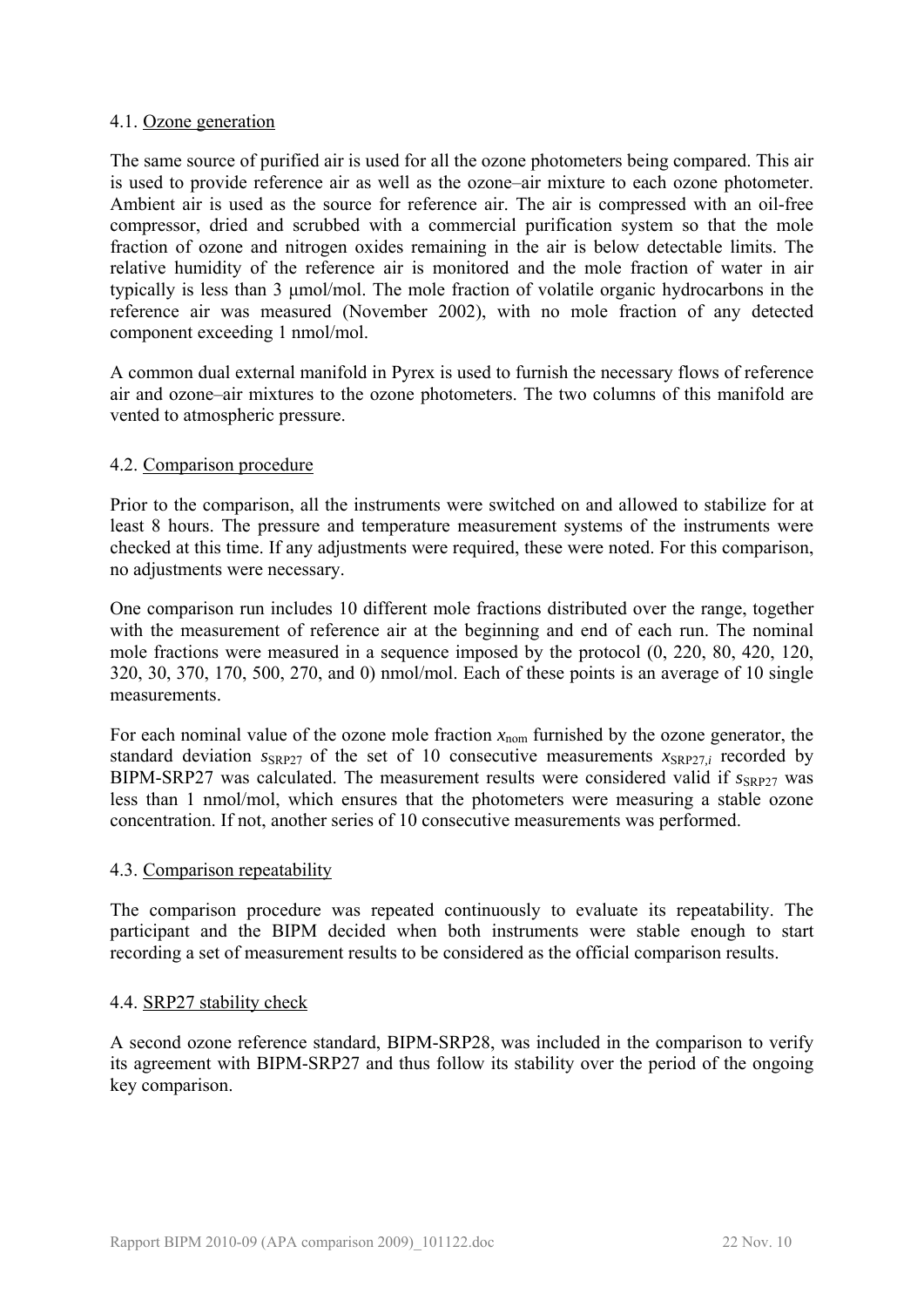### 4.1. Ozone generation

The same source of purified air is used for all the ozone photometers being compared. This air is used to provide reference air as well as the ozone–air mixture to each ozone photometer. Ambient air is used as the source for reference air. The air is compressed with an oil-free compressor, dried and scrubbed with a commercial purification system so that the mole fraction of ozone and nitrogen oxides remaining in the air is below detectable limits. The relative humidity of the reference air is monitored and the mole fraction of water in air typically is less than 3 µmol/mol. The mole fraction of volatile organic hydrocarbons in the reference air was measured (November 2002), with no mole fraction of any detected component exceeding 1 nmol/mol.

A common dual external manifold in Pyrex is used to furnish the necessary flows of reference air and ozone–air mixtures to the ozone photometers. The two columns of this manifold are vented to atmospheric pressure.

### 4.2. Comparison procedure

Prior to the comparison, all the instruments were switched on and allowed to stabilize for at least 8 hours. The pressure and temperature measurement systems of the instruments were checked at this time. If any adjustments were required, these were noted. For this comparison, no adjustments were necessary.

One comparison run includes 10 different mole fractions distributed over the range, together with the measurement of reference air at the beginning and end of each run. The nominal mole fractions were measured in a sequence imposed by the protocol (0, 220, 80, 420, 120, 320, 30, 370, 170, 500, 270, and 0) nmol/mol. Each of these points is an average of 10 single measurements.

For each nominal value of the ozone mole fraction $x_{\text{nom}}$ furnished by the ozone generator, the standard deviation $s_{\text{SRP27}}$ of the set of 10 consecutive measurements $x_{\text{SRP27},i}$ recorded by BIPM-SRP27 was calculated. The measurement results were considered valid if $s_{\text{SRP27}}$ was less than 1 nmol/mol, which ensures that the photometers were measuring a stable ozone concentration. If not, another series of 10 consecutive measurements was performed.

### 4.3. Comparison repeatability

The comparison procedure was repeated continuously to evaluate its repeatability. The participant and the BIPM decided when both instruments were stable enough to start recording a set of measurement results to be considered as the official comparison results.

### 4.4. SRP27 stability check

A second ozone reference standard, BIPM-SRP28, was included in the comparison to verify its agreement with BIPM-SRP27 and thus follow its stability over the period of the ongoing key comparison.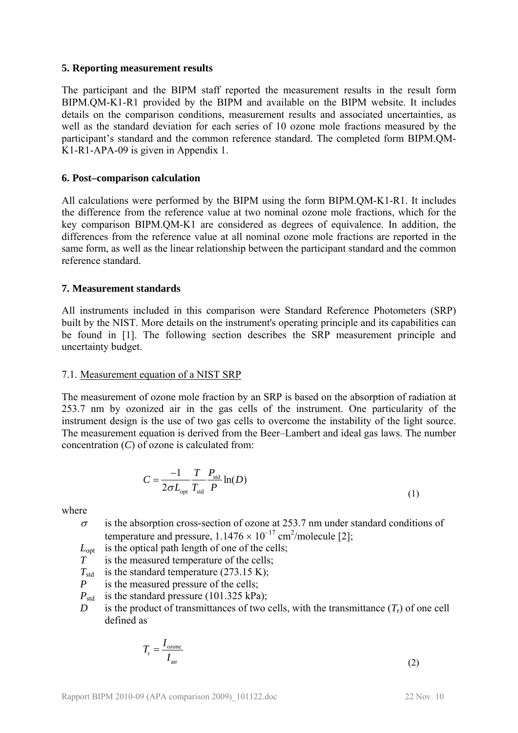## 5. Reporting measurement results

The participant and the BIPM staff reported the measurement results in the result form BIPM.QM-K1-R1 provided by the BIPM and available on the BIPM website. It includes details on the comparison conditions, measurement results and associated uncertainties, as well as the standard deviation for each series of 10 ozone mole fractions measured by the participant's standard and the common reference standard. The completed form BIPM.QM-K1-R1-APA-09 is given in Appendix 1.

## 6. Post–comparison calculation

All calculations were performed by the BIPM using the form BIPM.QM-K1-R1. It includes the difference from the reference value at two nominal ozone mole fractions, which for the key comparison BIPM.QM-K1 are considered as degrees of equivalence. In addition, the differences from the reference value at all nominal ozone mole fractions are reported in the same form, as well as the linear relationship between the participant standard and the common reference standard.

## 7. Measurement standards

All instruments included in this comparison were Standard Reference Photometers (SRP) built by the NIST. More details on the instrument's operating principle and its capabilities can be found in [1]. The following section describes the SRP measurement principle and uncertainty budget.

### 7.1. Measurement equation of a NIST SRP

The measurement of ozone mole fraction by an SRP is based on the absorption of radiation at 253.7 nm by ozonized air in the gas cells of the instrument. One particularity of the instrument design is the use of two gas cells to overcome the instability of the light source. The measurement equation is derived from the Beer–Lambert and ideal gas laws. The number concentration ($C$) of ozone is calculated from:

$$C = \frac{-1}{2\sigma L_{\mathrm{opt}}} \frac{T}{T_{\mathrm{std}}} \frac{P_{\mathrm{std}}}{P} \ln(D) \tag{1}$$

where

- $\sigma$ is the absorption cross-section of ozone at 253.7 nm under standard conditions of temperature and pressure, $1.1476 \times 10^{-17}$ cm$^2$/molecule [2];
- $L_{\mathrm{opt}}$ is the optical path length of one of the cells;
- $T$ is the measured temperature of the cells;
- $T_{\mathrm{std}}$ is the standard temperature (273.15 K);
- $P$ is the measured pressure of the cells;
- $P_{\mathrm{std}}$ is the standard pressure (101.325 kPa);
- $D$ is the product of transmittances of two cells, with the transmittance ($T_{\mathrm{r}}$) of one cell defined as

$$T_{\mathrm{r}} = \frac{I_{\mathrm{ozone}}}{I_{\mathrm{air}}} \tag{2}$$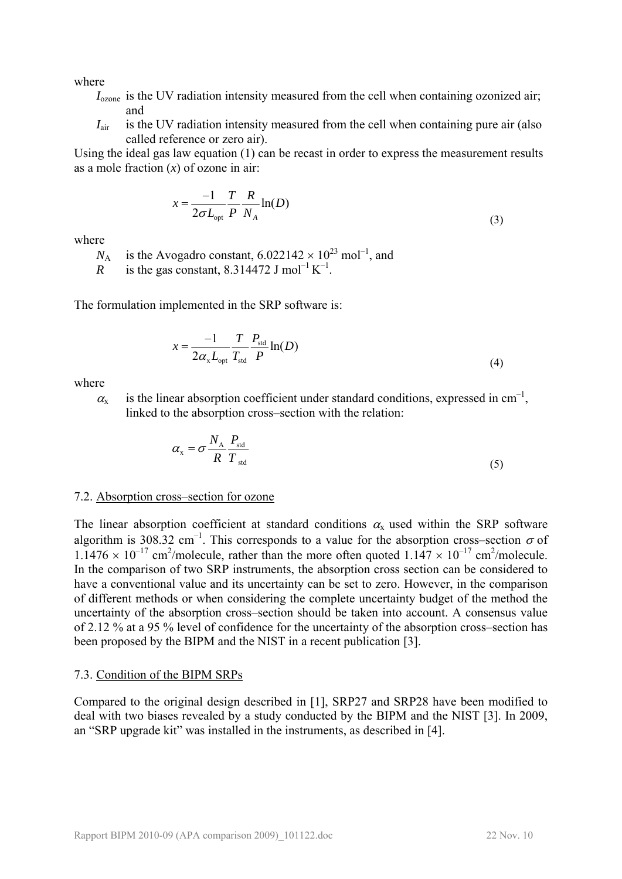where

$I_{\text{ozone}}$ is the UV radiation intensity measured from the cell when containing ozonized air; and

$I_{\text{air}}$ is the UV radiation intensity measured from the cell when containing pure air (also called reference or zero air).

Using the ideal gas law equation (1) can be recast in order to express the measurement results as a mole fraction ($x$) of ozone in air:

$$x = \frac{-1}{2\sigma L_{\text{opt}}} \frac{T}{P} \frac{R}{N_A} \ln(D) \tag{3}$$

where

$N_{\text{A}}$ is the Avogadro constant, $6.022142 \times 10^{23}$ mol$^{-1}$, and

$R$ is the gas constant, $8.314472$ J mol$^{-1}$ K$^{-1}$.

The formulation implemented in the SRP software is:

$$x = \frac{-1}{2\alpha_{\text{x}} L_{\text{opt}}} \frac{T}{T_{\text{std}}} \frac{P_{\text{std}}}{P} \ln(D) \tag{4}$$

where

$\alpha_{\text{x}}$ is the linear absorption coefficient under standard conditions, expressed in cm$^{-1}$, linked to the absorption cross–section with the relation:

$$\alpha_{\text{x}} = \sigma \frac{N_{\text{A}}}{R} \frac{P_{\text{std}}}{T_{\text{std}}} \tag{5}$$

### 7.2. Absorption cross–section for ozone

The linear absorption coefficient at standard conditions $\alpha_{\text{x}}$ used within the SRP software algorithm is 308.32 cm$^{-1}$. This corresponds to a value for the absorption cross–section $\sigma$ of $1.1476 \times 10^{-17}$ cm$^2$/molecule, rather than the more often quoted $1.147 \times 10^{-17}$ cm$^2$/molecule. In the comparison of two SRP instruments, the absorption cross section can be considered to have a conventional value and its uncertainty can be set to zero. However, in the comparison of different methods or when considering the complete uncertainty budget of the method the uncertainty of the absorption cross–section should be taken into account. A consensus value of 2.12 % at a 95 % level of confidence for the uncertainty of the absorption cross–section has been proposed by the BIPM and the NIST in a recent publication [3].

### 7.3. Condition of the BIPM SRPs

Compared to the original design described in [1], SRP27 and SRP28 have been modified to deal with two biases revealed by a study conducted by the BIPM and the NIST [3]. In 2009, an "SRP upgrade kit" was installed in the instruments, as described in [4].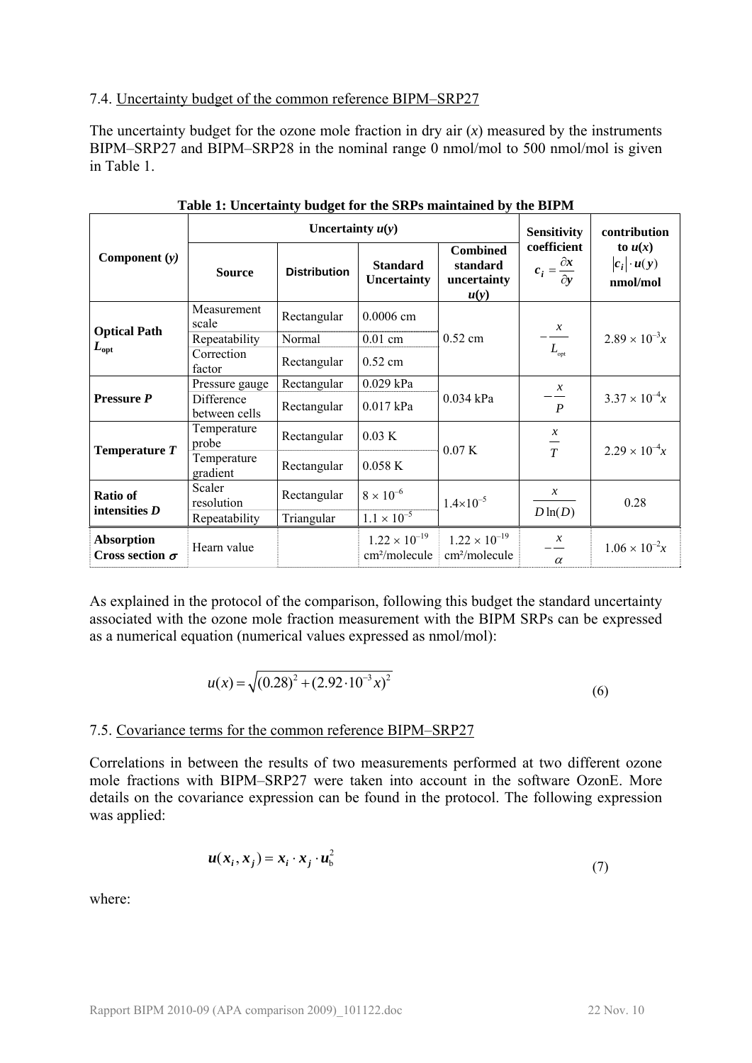7.4. Uncertainty budget of the common reference BIPM–SRP27

The uncertainty budget for the ozone mole fraction in dry air ($x$) measured by the instruments BIPM–SRP27 and BIPM–SRP28 in the nominal range 0 nmol/mol to 500 nmol/mol is given in Table 1.

**Table 1: Uncertainty budget for the SRPs maintained by the BIPM**

| Component ($y$) | Uncertainty $u(y)$ | | | | Sensitivity coefficient $c_i = \frac{\partial x}{\partial y}$ | contribution to $u(x)$ $\lvert c_i \rvert \cdot u(y)$ nmol/mol |
|---|---|---|---|---|---|---|
| | Source | Distribution | Standard Uncertainty | Combined standard uncertainty $u(y)$ | | |
| **Optical Path $L_{opt}$** | Measurement scale | Rectangular | 0.0006 cm | 0.52 cm | $-\frac{x}{L_{opt}}$ | $2.89 \times 10^{-3}x$ |
| | Repeatability | Normal | 0.01 cm | | | |
| | Correction factor | Rectangular | 0.52 cm | | | |
| **Pressure $P$** | Pressure gauge | Rectangular | 0.029 kPa | 0.034 kPa | $-\frac{x}{P}$ | $3.37 \times 10^{-4}x$ |
| | Difference between cells | Rectangular | 0.017 kPa | | | |
| **Temperature $T$** | Temperature probe | Rectangular | 0.03 K | 0.07 K | $\frac{x}{T}$ | $2.29 \times 10^{-4}x$ |
| | Temperature gradient | Rectangular | 0.058 K | | | |
| **Ratio of intensities $D$** | Scaler resolution | Rectangular | $8 \times 10^{-6}$ | $1.4 \times 10^{-5}$ | $\frac{x}{D \ln(D)}$ | 0.28 |
| | Repeatability | Triangular | $1.1 \times 10^{-5}$ | | | |
| **Absorption Cross section $\sigma$** | Hearn value | | $1.22 \times 10^{-19}$ cm²/molecule | $1.22 \times 10^{-19}$ cm²/molecule | $-\frac{x}{\alpha}$ | $1.06 \times 10^{-2}x$ |

As explained in the protocol of the comparison, following this budget the standard uncertainty associated with the ozone mole fraction measurement with the BIPM SRPs can be expressed as a numerical equation (numerical values expressed as nmol/mol):

$$u(x) = \sqrt{(0.28)^2 + (2.92 \cdot 10^{-3} x)^2} \tag{6}$$

7.5. Covariance terms for the common reference BIPM–SRP27

Correlations in between the results of two measurements performed at two different ozone mole fractions with BIPM–SRP27 were taken into account in the software OzonE. More details on the covariance expression can be found in the protocol. The following expression was applied:

$$\boldsymbol{u}(\boldsymbol{x}_i, \boldsymbol{x}_j) = \boldsymbol{x}_i \cdot \boldsymbol{x}_j \cdot \boldsymbol{u}_b^2 \tag{7}$$

where: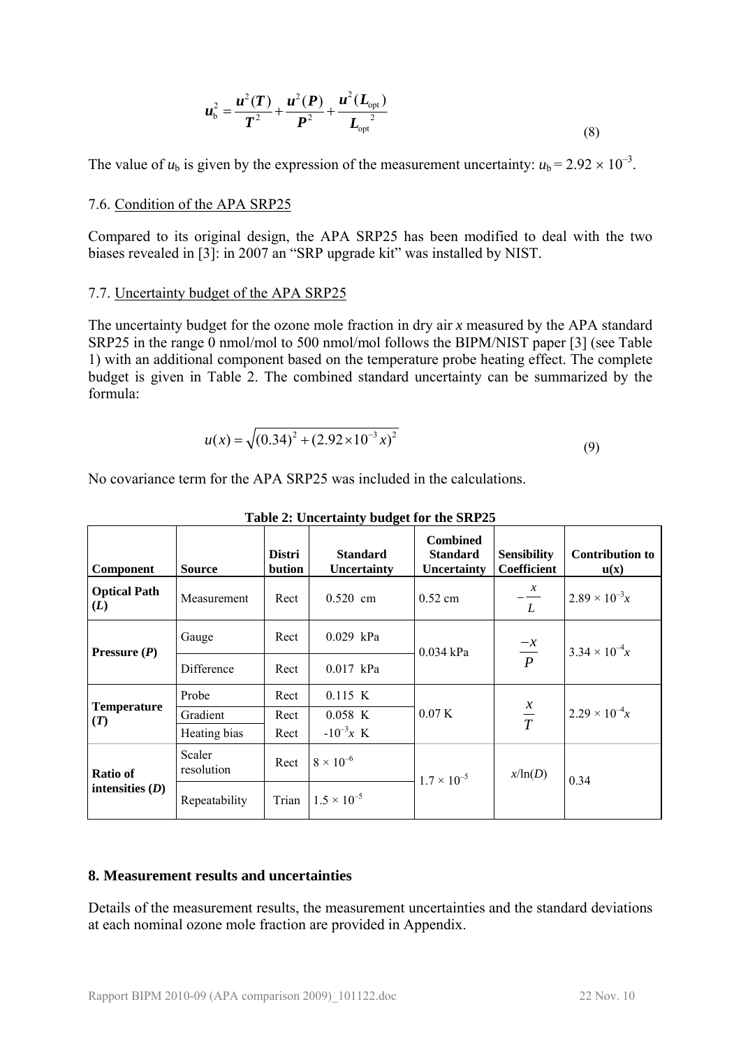$$u_b^2 = \frac{u^2(T)}{T^2} + \frac{u^2(P)}{P^2} + \frac{u^2(L_{opt})}{L_{opt}^{\;2}} \tag{8}$$

The value of $u_b$ is given by the expression of the measurement uncertainty: $u_b = 2.92 \times 10^{-3}$.

### 7.6. Condition of the APA SRP25

Compared to its original design, the APA SRP25 has been modified to deal with the two biases revealed in [3]: in 2007 an "SRP upgrade kit" was installed by NIST.

### 7.7. Uncertainty budget of the APA SRP25

The uncertainty budget for the ozone mole fraction in dry air $x$ measured by the APA standard SRP25 in the range 0 nmol/mol to 500 nmol/mol follows the BIPM/NIST paper [3] (see Table 1) with an additional component based on the temperature probe heating effect. The complete budget is given in Table 2. The combined standard uncertainty can be summarized by the formula:

$$u(x) = \sqrt{(0.34)^2 + (2.92 \times 10^{-3}\,x)^2} \tag{9}$$

No covariance term for the APA SRP25 was included in the calculations.

**Table 2: Uncertainty budget for the SRP25**

| Component | Source | Distribution | Standard Uncertainty | Combined Standard Uncertainty | Sensibility Coefficient | Contribution to u(x) |
|---|---|---|---|---|---|---|
| **Optical Path ($L$)** | Measurement | Rect | 0.520 cm | 0.52 cm | $-\frac{x}{L}$ | $2.89 \times 10^{-3}x$ |
| **Pressure ($P$)** | Gauge | Rect | 0.029 kPa | 0.034 kPa | $\frac{-x}{P}$ | $3.34 \times 10^{-4}x$ |
| | Difference | Rect | 0.017 kPa | | | |
| **Temperature ($T$)** | Probe | Rect | 0.115 K | 0.07 K | $\frac{x}{T}$ | $2.29 \times 10^{-4}x$ |
| | Gradient | Rect | 0.058 K | | | |
| | Heating bias | Rect | $-10^{-3}x$ K | | | |
| **Ratio of intensities ($D$)** | Scaler resolution | Rect | $8 \times 10^{-6}$ | $1.7 \times 10^{-5}$ | $x/\ln(D)$ | 0.34 |
| | Repeatability | Trian | $1.5 \times 10^{-5}$ | | | |

## 8. Measurement results and uncertainties

Details of the measurement results, the measurement uncertainties and the standard deviations at each nominal ozone mole fraction are provided in Appendix.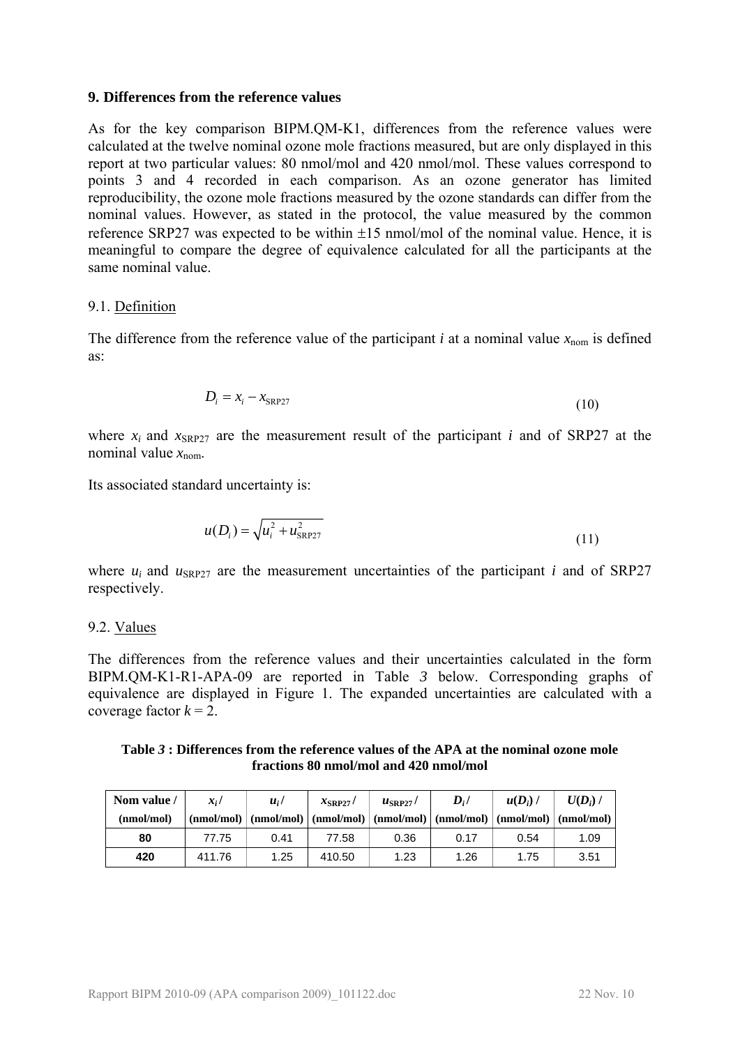## 9. Differences from the reference values

As for the key comparison BIPM.QM-K1, differences from the reference values were calculated at the twelve nominal ozone mole fractions measured, but are only displayed in this report at two particular values: 80 nmol/mol and 420 nmol/mol. These values correspond to points 3 and 4 recorded in each comparison. As an ozone generator has limited reproducibility, the ozone mole fractions measured by the ozone standards can differ from the nominal values. However, as stated in the protocol, the value measured by the common reference SRP27 was expected to be within ±15 nmol/mol of the nominal value. Hence, it is meaningful to compare the degree of equivalence calculated for all the participants at the same nominal value.

### 9.1. Definition

The difference from the reference value of the participant $i$ at a nominal value $x_{\text{nom}}$ is defined as:

$$D_i = x_i - x_{\text{SRP27}} \tag{10}$$

where $x_i$ and $x_{\text{SRP27}}$ are the measurement result of the participant $i$ and of SRP27 at the nominal value $x_{\text{nom}}$.

Its associated standard uncertainty is:

$$u(D_i) = \sqrt{u_i^2 + u_{\text{SRP27}}^2} \tag{11}$$

where $u_i$ and $u_{\text{SRP27}}$ are the measurement uncertainties of the participant $i$ and of SRP27 respectively.

### 9.2. Values

The differences from the reference values and their uncertainties calculated in the form BIPM.QM-K1-R1-APA-09 are reported in Table *3* below. Corresponding graphs of equivalence are displayed in Figure 1. The expanded uncertainties are calculated with a coverage factor $k = 2$.

**Table *3* : Differences from the reference values of the APA at the nominal ozone mole fractions 80 nmol/mol and 420 nmol/mol**

| Nom value / (nmol/mol) | $x_i$ / (nmol/mol) | $u_i$ / (nmol/mol) | $x_{\text{SRP27}}$ / (nmol/mol) | $u_{\text{SRP27}}$ / (nmol/mol) | $D_i$ / (nmol/mol) | $u(D_i)$ / (nmol/mol) | $U(D_i)$ / (nmol/mol) |
|---|---|---|---|---|---|---|---|
| **80** | 77.75 | 0.41 | 77.58 | 0.36 | 0.17 | 0.54 | 1.09 |
| **420** | 411.76 | 1.25 | 410.50 | 1.23 | 1.26 | 1.75 | 3.51 |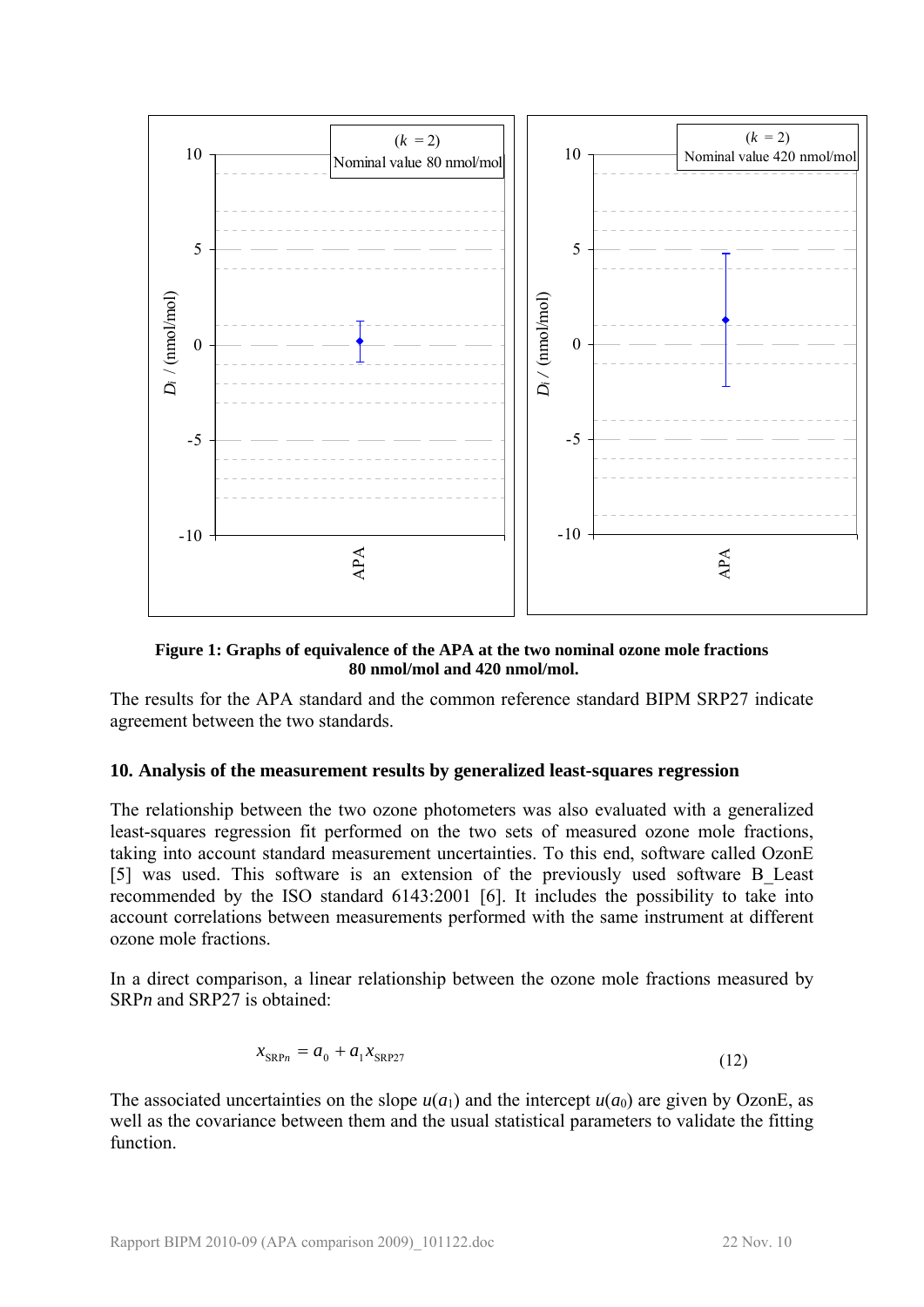**Figure 1: Graphs of equivalence of the APA at the two nominal ozone mole fractions 80 nmol/mol and 420 nmol/mol.**

The results for the APA standard and the common reference standard BIPM SRP27 indicate agreement between the two standards.

### 10. Analysis of the measurement results by generalized least-squares regression

The relationship between the two ozone photometers was also evaluated with a generalized least-squares regression fit performed on the two sets of measured ozone mole fractions, taking into account standard measurement uncertainties. To this end, software called OzonE [5] was used. This software is an extension of the previously used software B_Least recommended by the ISO standard 6143:2001 [6]. It includes the possibility to take into account correlations between measurements performed with the same instrument at different ozone mole fractions.

In a direct comparison, a linear relationship between the ozone mole fractions measured by SRP*n* and SRP27 is obtained:

$$x_{\mathrm{SRP}n} = a_0 + a_1 x_{\mathrm{SRP27}} \tag{12}$$

The associated uncertainties on the slope $u(a_1)$ and the intercept $u(a_0)$ are given by OzonE, as well as the covariance between them and the usual statistical parameters to validate the fitting function.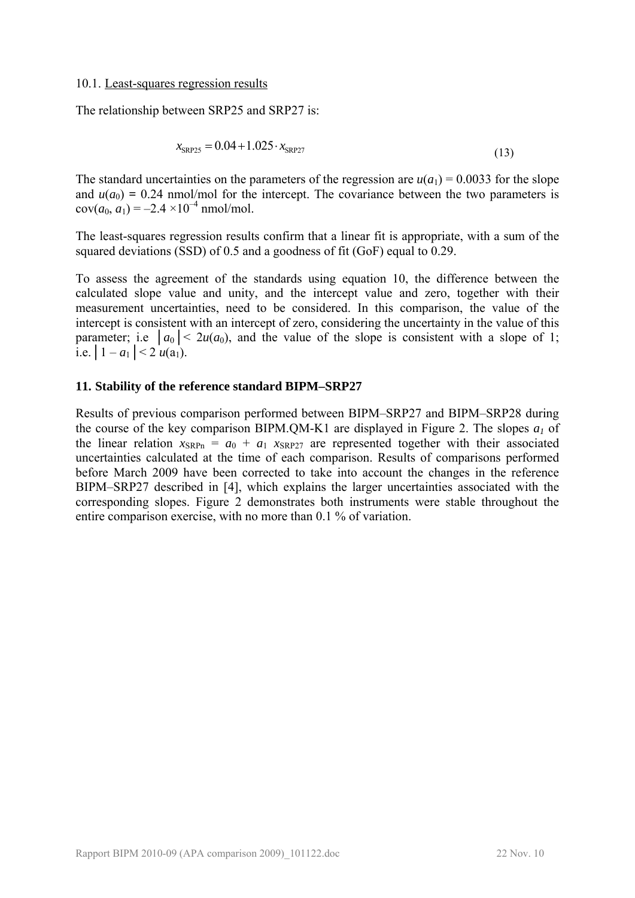10.1. Least-squares regression results

The relationship between SRP25 and SRP27 is:

$$x_{\mathrm{SRP25}} = 0.04 + 1.025 \cdot x_{\mathrm{SRP27}} \tag{13}$$

The standard uncertainties on the parameters of the regression are $u(a_1) = 0.0033$ for the slope and $u(a_0) = 0.24$ nmol/mol for the intercept. The covariance between the two parameters is $\mathrm{cov}(a_0, a_1) = -2.4 \times 10^{-4}$ nmol/mol.

The least-squares regression results confirm that a linear fit is appropriate, with a sum of the squared deviations (SSD) of 0.5 and a goodness of fit (GoF) equal to 0.29.

To assess the agreement of the standards using equation 10, the difference between the calculated slope value and unity, and the intercept value and zero, together with their measurement uncertainties, need to be considered. In this comparison, the value of the intercept is consistent with an intercept of zero, considering the uncertainty in the value of this parameter; i.e $|a_0| < 2u(a_0)$, and the value of the slope is consistent with a slope of 1; i.e. $|1 - a_1| < 2\,u(a_1)$.

## 11. Stability of the reference standard BIPM–SRP27

Results of previous comparison performed between BIPM–SRP27 and BIPM–SRP28 during the course of the key comparison BIPM.QM-K1 are displayed in Figure 2. The slopes $a_1$ of the linear relation $x_{\mathrm{SRPn}} = a_0 + a_1\, x_{\mathrm{SRP27}}$ are represented together with their associated uncertainties calculated at the time of each comparison. Results of comparisons performed before March 2009 have been corrected to take into account the changes in the reference BIPM–SRP27 described in [4], which explains the larger uncertainties associated with the corresponding slopes. Figure 2 demonstrates both instruments were stable throughout the entire comparison exercise, with no more than 0.1 % of variation.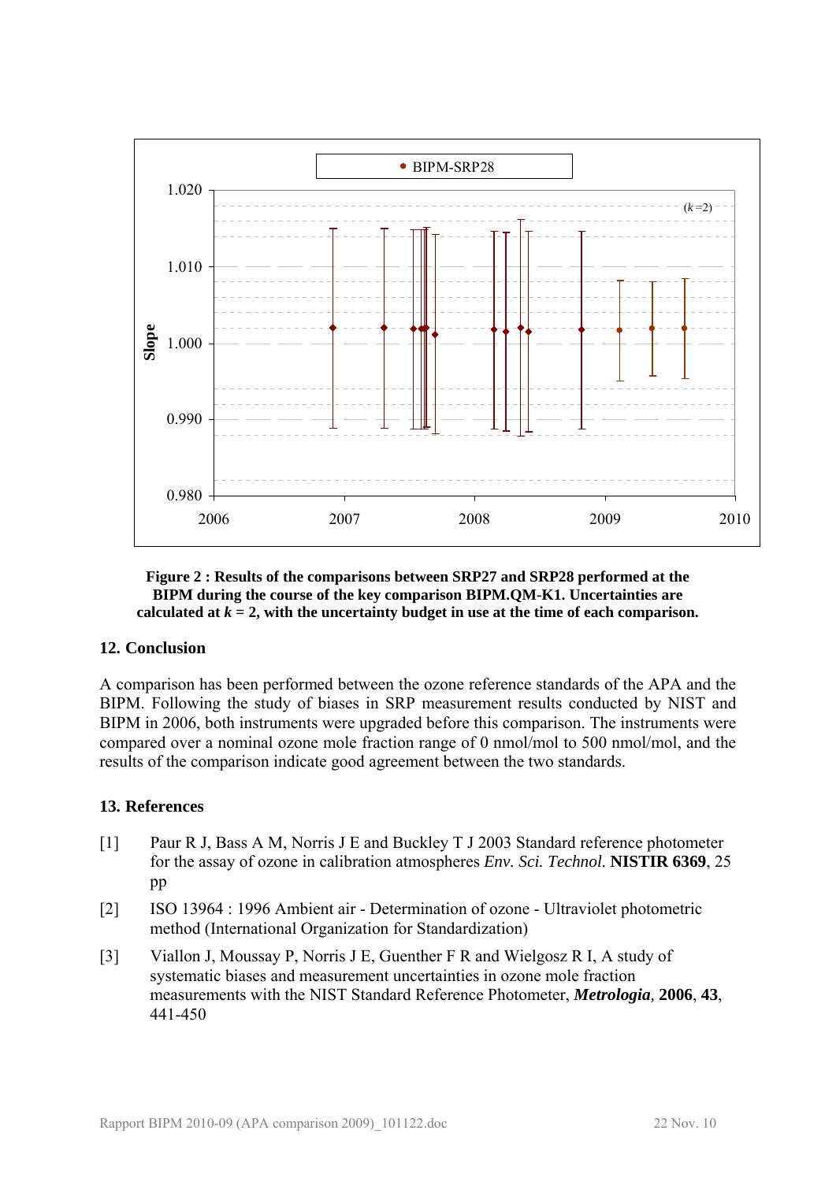**Figure 2 : Results of the comparisons between SRP27 and SRP28 performed at the BIPM during the course of the key comparison BIPM.QM-K1. Uncertainties are calculated at $k$ = 2, with the uncertainty budget in use at the time of each comparison.**

## 12. Conclusion

A comparison has been performed between the ozone reference standards of the APA and the BIPM. Following the study of biases in SRP measurement results conducted by NIST and BIPM in 2006, both instruments were upgraded before this comparison. The instruments were compared over a nominal ozone mole fraction range of 0 nmol/mol to 500 nmol/mol, and the results of the comparison indicate good agreement between the two standards.

## 13. References

[1] Paur R J, Bass A M, Norris J E and Buckley T J 2003 Standard reference photometer for the assay of ozone in calibration atmospheres *Env. Sci. Technol.* **NISTIR 6369**, 25 pp

[2] ISO 13964 : 1996 Ambient air - Determination of ozone - Ultraviolet photometric method (International Organization for Standardization)

[3] Viallon J, Moussay P, Norris J E, Guenther F R and Wielgosz R I, A study of systematic biases and measurement uncertainties in ozone mole fraction measurements with the NIST Standard Reference Photometer, ***Metrologia***, **2006**, **43**, 441-450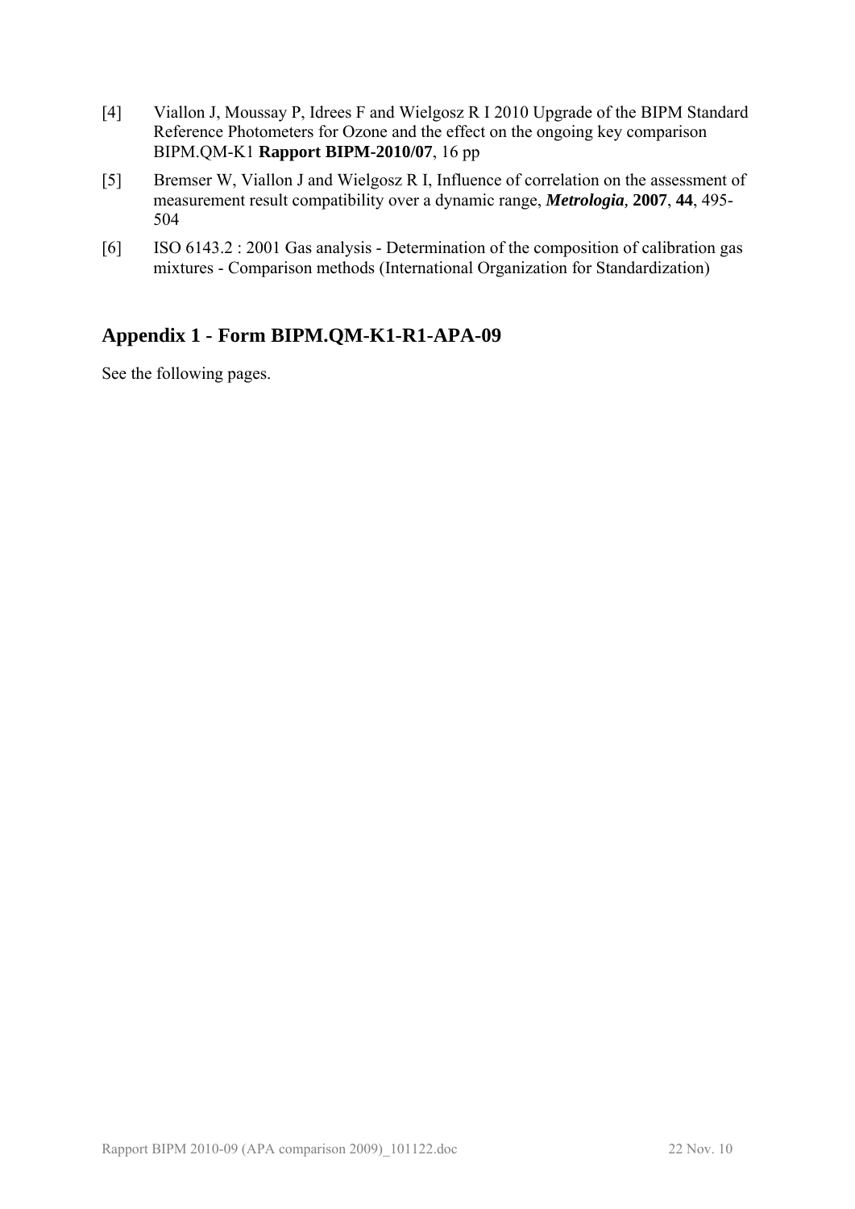[4] Viallon J, Moussay P, Idrees F and Wielgosz R I 2010 Upgrade of the BIPM Standard Reference Photometers for Ozone and the effect on the ongoing key comparison BIPM.QM-K1 **Rapport BIPM-2010/07**, 16 pp

[5] Bremser W, Viallon J and Wielgosz R I, Influence of correlation on the assessment of measurement result compatibility over a dynamic range, ***Metrologia*,** **2007**, **44**, 495-504

[6] ISO 6143.2 : 2001 Gas analysis - Determination of the composition of calibration gas mixtures - Comparison methods (International Organization for Standardization)

## Appendix 1 - Form BIPM.QM-K1-R1-APA-09

See the following pages.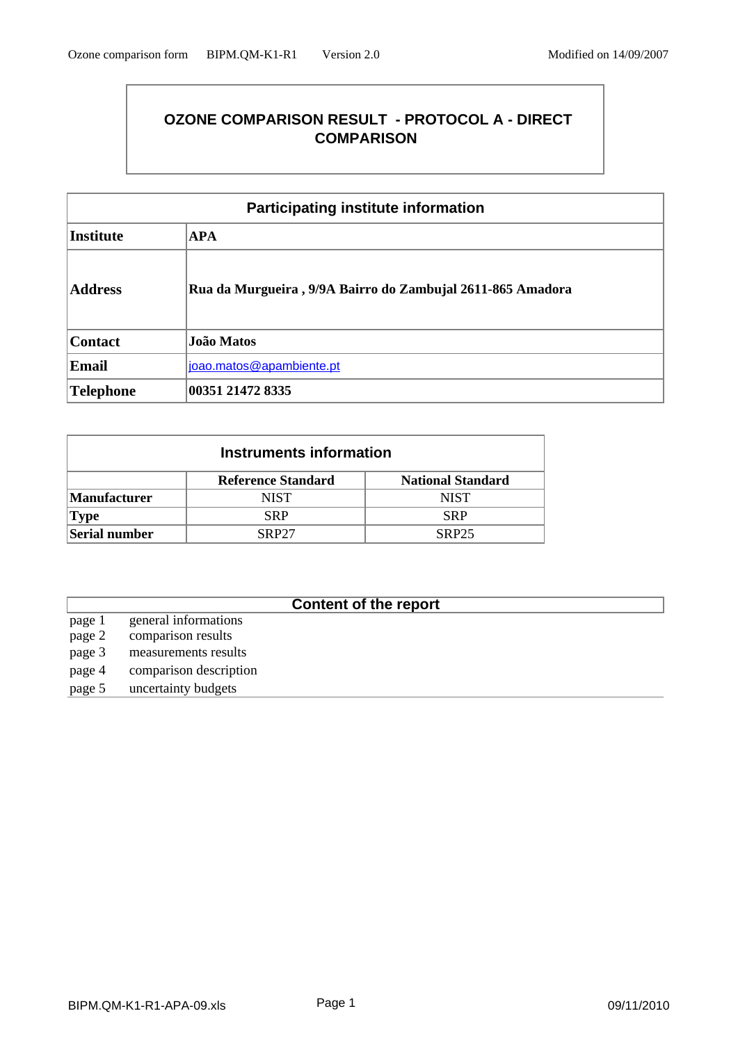# OZONE COMPARISON RESULT - PROTOCOL A - DIRECT COMPARISON

| Participating institute information | |
|---|---|
| **Institute** | **APA** |
| **Address** | **Rua da Murgueira , 9/9A Bairro do Zambujal 2611-865 Amadora** |
| **Contact** | **João Matos** |
| **Email** | joao.matos@apambiente.pt |
| **Telephone** | **00351 21472 8335** |

| Instruments information | | |
|---|---|---|
| | **Reference Standard** | **National Standard** |
| **Manufacturer** | NIST | NIST |
| **Type** | SRP | SRP |
| **Serial number** | SRP27 | SRP25 |

| Content of the report | |
|---|---|
| page 1 | general informations |
| page 2 | comparison results |
| page 3 | measurements results |
| page 4 | comparison description |
| page 5 | uncertainty budgets |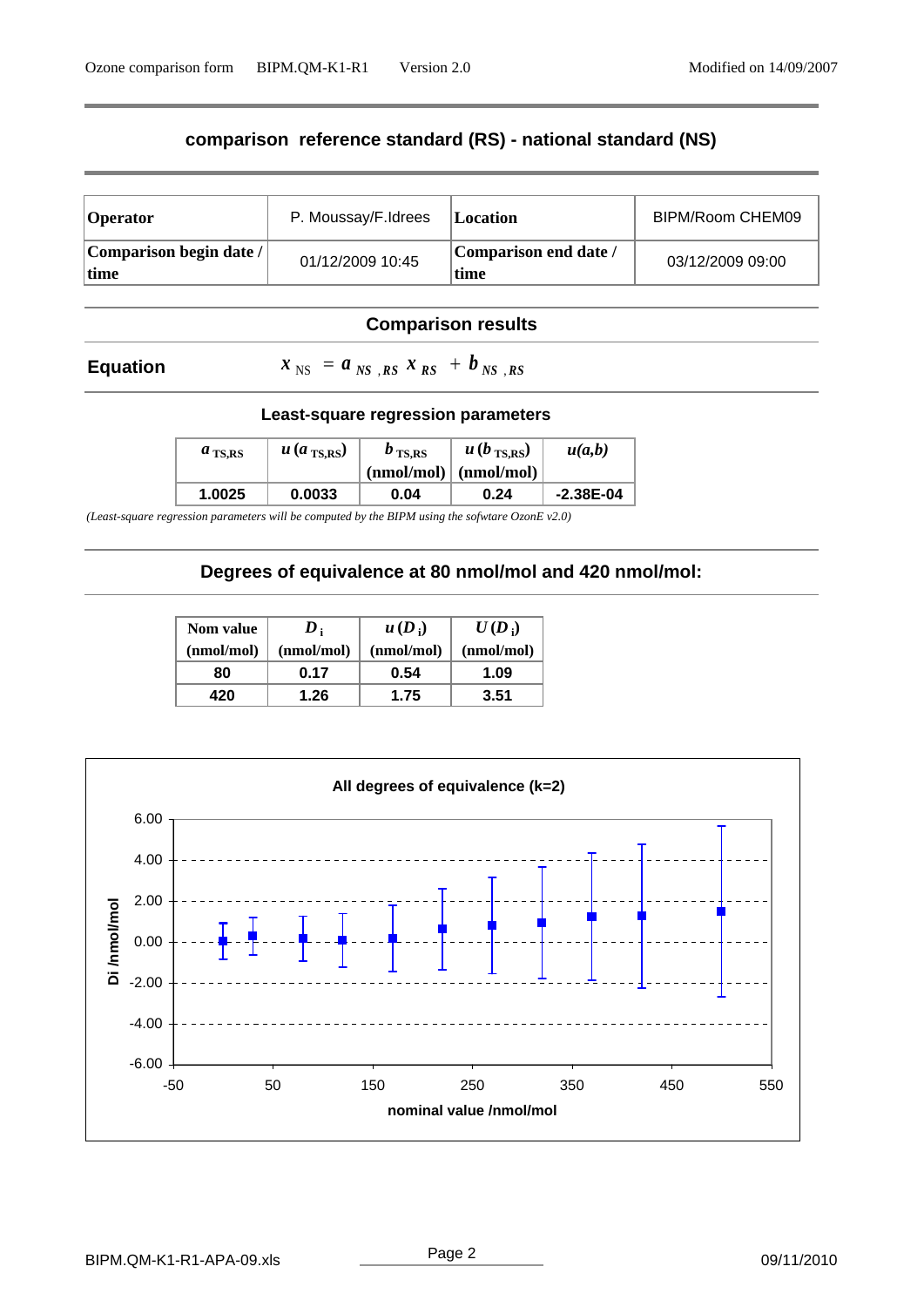## comparison reference standard (RS) - national standard (NS)

| Operator | P. Moussay/F.Idrees | Location | BIPM/Room CHEM09 |
|---|---|---|---|
| Comparison begin date / time | 01/12/2009 10:45 | Comparison end date / time | 03/12/2009 09:00 |

### Comparison results

**Equation** $x_{NS} = a_{NS,RS}\, x_{RS} + b_{NS,RS}$

#### Least-square regression parameters

| $a_{TS,RS}$ | $u(a_{TS,RS})$ | $b_{TS,RS}$ (nmol/mol) | $u(b_{TS,RS})$ (nmol/mol) | $u(a,b)$ |
|---|---|---|---|---|
| 1.0025 | 0.0033 | 0.04 | 0.24 | -2.38E-04 |

*(Least-square regression parameters will be computed by the BIPM using the sofwtare OzonE v2.0)*

### Degrees of equivalence at 80 nmol/mol and 420 nmol/mol:

| Nom value (nmol/mol) | $D_i$ (nmol/mol) | $u(D_i)$ (nmol/mol) | $U(D_i)$ (nmol/mol) |
|---|---|---|---|
| 80 | 0.17 | 0.54 | 1.09 |
| 420 | 1.26 | 1.75 | 3.51 |

**All degrees of equivalence (k=2)**

(Chart: Di /nmol/mol versus nominal value /nmol/mol)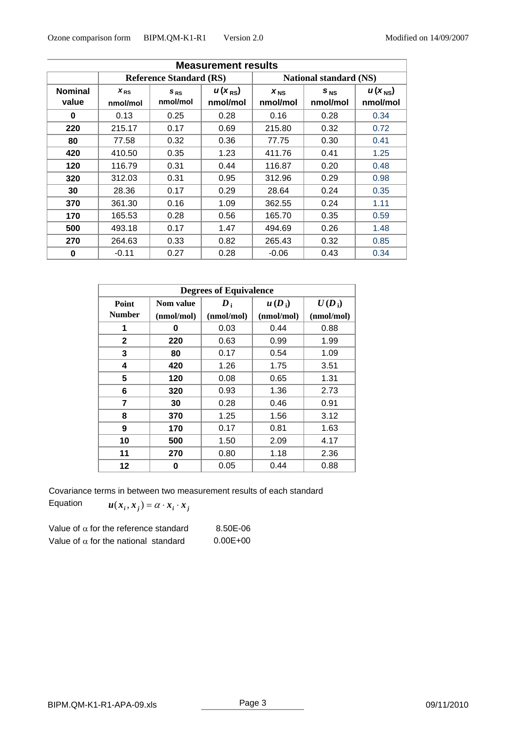| Measurement results | | | | | | |
|---|---|---|---|---|---|---|
| | Reference Standard (RS) | | | National standard (NS) | | |
| Nominal value | $x_{RS}$ nmol/mol | $s_{RS}$ nmol/mol | $u(x_{RS})$ nmol/mol | $x_{NS}$ nmol/mol | $s_{NS}$ nmol/mol | $u(x_{NS})$ nmol/mol |
| 0 | 0.13 | 0.25 | 0.28 | 0.16 | 0.28 | 0.34 |
| 220 | 215.17 | 0.17 | 0.69 | 215.80 | 0.32 | 0.72 |
| 80 | 77.58 | 0.32 | 0.36 | 77.75 | 0.30 | 0.41 |
| 420 | 410.50 | 0.35 | 1.23 | 411.76 | 0.41 | 1.25 |
| 120 | 116.79 | 0.31 | 0.44 | 116.87 | 0.20 | 0.48 |
| 320 | 312.03 | 0.31 | 0.95 | 312.96 | 0.29 | 0.98 |
| 30 | 28.36 | 0.17 | 0.29 | 28.64 | 0.24 | 0.35 |
| 370 | 361.30 | 0.16 | 1.09 | 362.55 | 0.24 | 1.11 |
| 170 | 165.53 | 0.28 | 0.56 | 165.70 | 0.35 | 0.59 |
| 500 | 493.18 | 0.17 | 1.47 | 494.69 | 0.26 | 1.48 |
| 270 | 264.63 | 0.33 | 0.82 | 265.43 | 0.32 | 0.85 |
| 0 | -0.11 | 0.27 | 0.28 | -0.06 | 0.43 | 0.34 |

| Degrees of Equivalence | | | | |
|---|---|---|---|---|
| Point Number | Nom value (nmol/mol) | $D_i$ (nmol/mol) | $u(D_i)$ (nmol/mol) | $U(D_i)$ (nmol/mol) |
| 1 | 0 | 0.03 | 0.44 | 0.88 |
| 2 | 220 | 0.63 | 0.99 | 1.99 |
| 3 | 80 | 0.17 | 0.54 | 1.09 |
| 4 | 420 | 1.26 | 1.75 | 3.51 |
| 5 | 120 | 0.08 | 0.65 | 1.31 |
| 6 | 320 | 0.93 | 1.36 | 2.73 |
| 7 | 30 | 0.28 | 0.46 | 0.91 |
| 8 | 370 | 1.25 | 1.56 | 3.12 |
| 9 | 170 | 0.17 | 0.81 | 1.63 |
| 10 | 500 | 1.50 | 2.09 | 4.17 |
| 11 | 270 | 0.80 | 1.18 | 2.36 |
| 12 | 0 | 0.05 | 0.44 | 0.88 |

Covariance terms in between two measurement results of each standard

Equation $u(x_i, x_j) = \alpha \cdot x_i \cdot x_j$

Value of $\alpha$ for the reference standard 8.50E-06

Value of $\alpha$ for the national standard 0.00E+00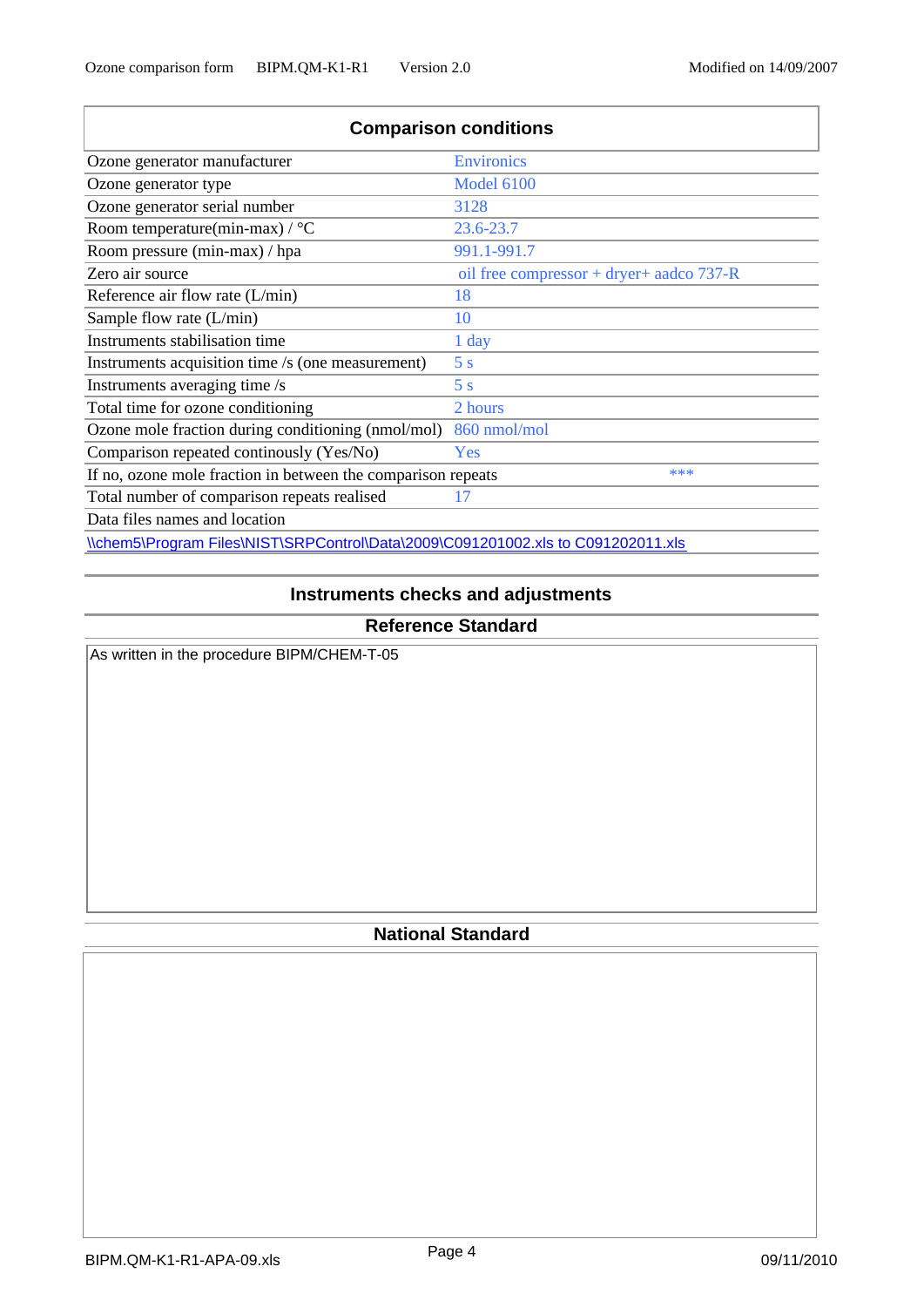## Comparison conditions

| | |
|---|---|
| Ozone generator manufacturer | Environics |
| Ozone generator type | Model 6100 |
| Ozone generator serial number | 3128 |
| Room temperature(min-max) / °C | 23.6-23.7 |
| Room pressure (min-max) / hpa | 991.1-991.7 |
| Zero air source | oil free compressor + dryer+ aadco 737-R |
| Reference air flow rate (L/min) | 18 |
| Sample flow rate (L/min) | 10 |
| Instruments stabilisation time | 1 day |
| Instruments acquisition time /s (one measurement) | 5 s |
| Instruments averaging time /s | 5 s |
| Total time for ozone conditioning | 2 hours |
| Ozone mole fraction during conditioning (nmol/mol) | 860 nmol/mol |
| Comparison repeated continously (Yes/No) | Yes |
| If no, ozone mole fraction in between the comparison repeats | *** |
| Total number of comparison repeats realised | 17 |
| Data files names and location | |

\\chem5\Program Files\NIST\SRPControl\Data\2009\C091201002.xls to C091202011.xls

## Instruments checks and adjustments

### Reference Standard

As written in the procedure BIPM/CHEM-T-05

### National Standard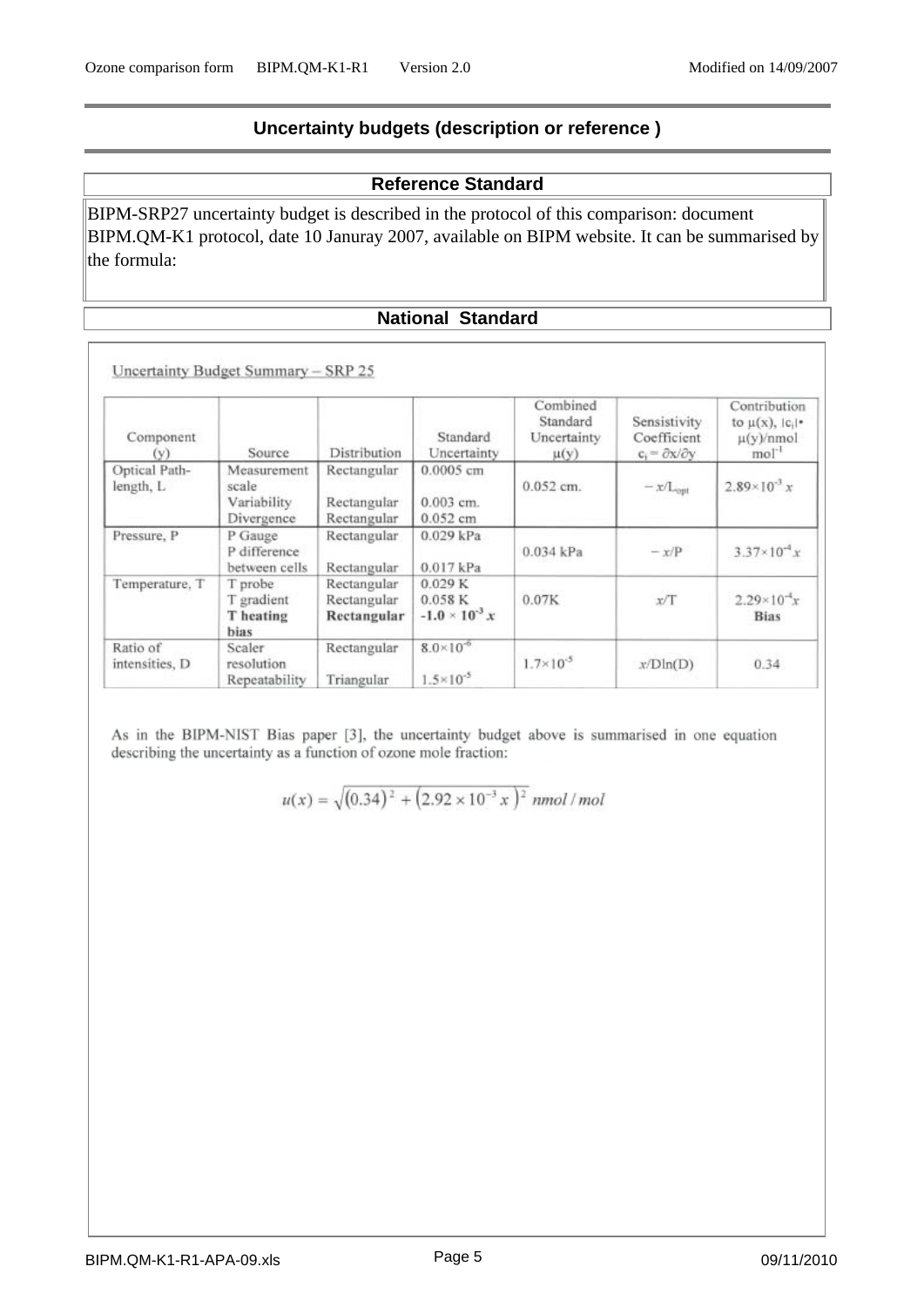## Uncertainty budgets (description or reference )

### Reference Standard

BIPM-SRP27 uncertainty budget is described in the protocol of this comparison: document BIPM.QM-K1 protocol, date 10 Januray 2007, available on BIPM website. It can be summarised by the formula:

### National Standard

Uncertainty Budget Summary – SRP 25

| Component (y) | Source | Distribution | Standard Uncertainty | Combined Standard Uncertainty $\mu(y)$ | Sensistivity Coefficient $c_i = \partial x/\partial y$ | Contribution to $\mu(x)$, $\lvert c_i \rvert \cdot \mu(y)$/nmol mol$^{-1}$ |
|---|---|---|---|---|---|---|
| Optical Path-length, L | Measurement scale<br>Variability<br>Divergence | Rectangular<br>Rectangular<br>Rectangular | 0.0005 cm<br>0.003 cm.<br>0.052 cm | 0.052 cm. | $-x/L_{opt}$ | $2.89\times10^{-3}\,x$ |
| Pressure, P | P Gauge<br>P difference between cells | Rectangular<br>Rectangular | 0.029 kPa<br>0.017 kPa | 0.034 kPa | $-x/P$ | $3.37\times10^{-4}\,x$ |
| Temperature, T | T probe<br>T gradient<br>**T heating bias** | Rectangular<br>Rectangular<br>**Rectangular** | 0.029 K<br>0.058 K<br>$\mathbf{-1.0\times10^{-3}\,x}$ | 0.07K | $x/T$ | $2.29\times10^{-4}x$<br>**Bias** |
| Ratio of intensities, D | Scaler resolution<br>Repeatability | Rectangular<br>Triangular | $8.0\times10^{-6}$<br>$1.5\times10^{-5}$ | $1.7\times10^{-5}$ | $x/D\ln(D)$ | 0.34 |

As in the BIPM-NIST Bias paper [3], the uncertainty budget above is summarised in one equation describing the uncertainty as a function of ozone mole fraction:

$$u(x) = \sqrt{(0.34)^2 + \left(2.92 \times 10^{-3}\,x\right)^2}\ nmol/mol$$